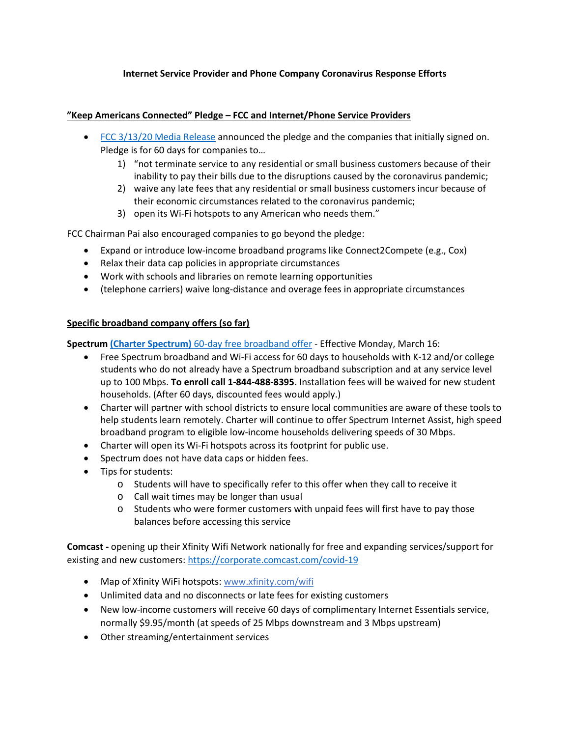**Internet Service Provider and Phone Company Coronavirus Response Efforts**

**"Keep Americans Connected" Pledge – FCC and Internet/Phone Service Providers**

- FCC 3/13/20 Media Release announced the pledge and the companies that initially signed on. Pledge is for 60 days for companies to…
  1) "not terminate service to any residential or small business customers because of their inability to pay their bills due to the disruptions caused by the coronavirus pandemic;
  2) waive any late fees that any residential or small business customers incur because of their economic circumstances related to the coronavirus pandemic;
  3) open its Wi-Fi hotspots to any American who needs them."

FCC Chairman Pai also encouraged companies to go beyond the pledge:

- Expand or introduce low-income broadband programs like Connect2Compete (e.g., Cox)
- Relax their data cap policies in appropriate circumstances
- Work with schools and libraries on remote learning opportunities
- (telephone carriers) waive long-distance and overage fees in appropriate circumstances

**Specific broadband company offers (so far)**

**Spectrum (Charter Spectrum)** 60-day free broadband offer - Effective Monday, March 16:

- Free Spectrum broadband and Wi-Fi access for 60 days to households with K-12 and/or college students who do not already have a Spectrum broadband subscription and at any service level up to 100 Mbps. **To enroll call 1-844-488-8395**. Installation fees will be waived for new student households. (After 60 days, discounted fees would apply.)
- Charter will partner with school districts to ensure local communities are aware of these tools to help students learn remotely. Charter will continue to offer Spectrum Internet Assist, high speed broadband program to eligible low-income households delivering speeds of 30 Mbps.
- Charter will open its Wi-Fi hotspots across its footprint for public use.
- Spectrum does not have data caps or hidden fees.
- Tips for students:
  - Students will have to specifically refer to this offer when they call to receive it
  - Call wait times may be longer than usual
  - Students who were former customers with unpaid fees will first have to pay those balances before accessing this service

**Comcast -** opening up their Xfinity Wifi Network nationally for free and expanding services/support for existing and new customers: https://corporate.comcast.com/covid-19

- Map of Xfinity WiFi hotspots: www.xfinity.com/wifi
- Unlimited data and no disconnects or late fees for existing customers
- New low-income customers will receive 60 days of complimentary Internet Essentials service, normally $9.95/month (at speeds of 25 Mbps downstream and 3 Mbps upstream)
- Other streaming/entertainment services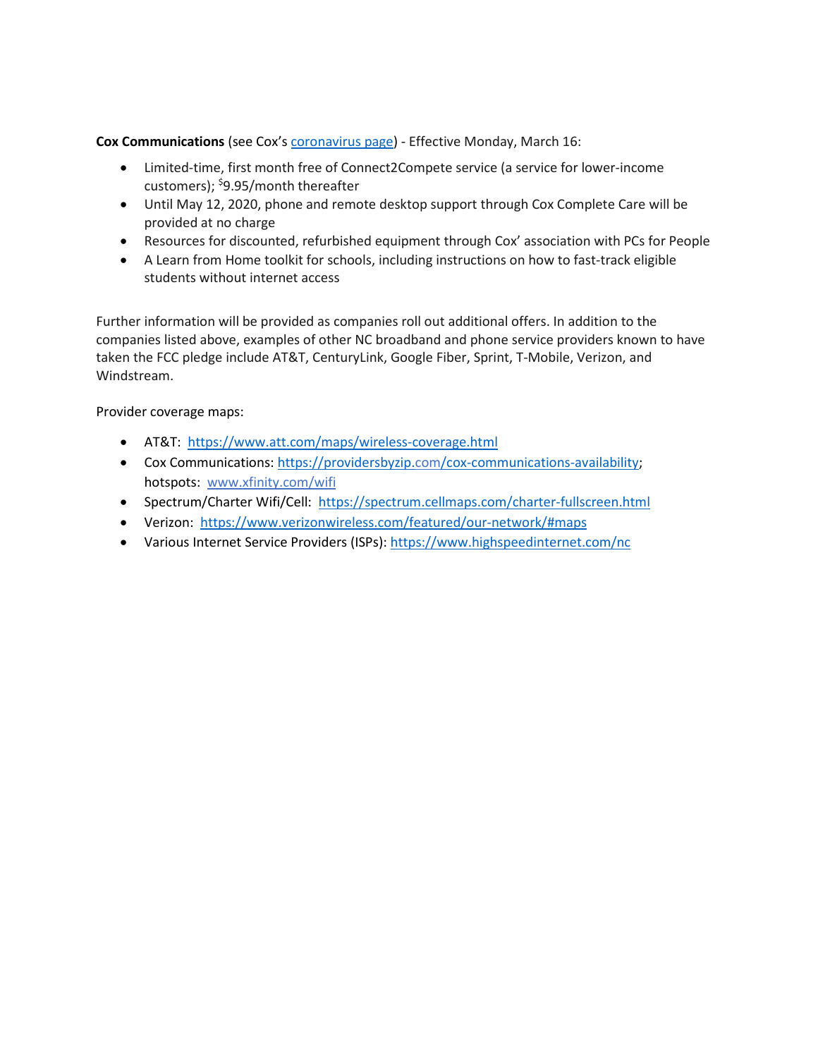**Cox Communications** (see Cox's coronavirus page) - Effective Monday, March 16:

- Limited-time, first month free of Connect2Compete service (a service for lower-income customers); $9.95/month thereafter
- Until May 12, 2020, phone and remote desktop support through Cox Complete Care will be provided at no charge
- Resources for discounted, refurbished equipment through Cox' association with PCs for People
- A Learn from Home toolkit for schools, including instructions on how to fast-track eligible students without internet access

Further information will be provided as companies roll out additional offers. In addition to the companies listed above, examples of other NC broadband and phone service providers known to have taken the FCC pledge include AT&T, CenturyLink, Google Fiber, Sprint, T-Mobile, Verizon, and Windstream.

Provider coverage maps:

- AT&T: https://www.att.com/maps/wireless-coverage.html
- Cox Communications: https://providersbyzip.com/cox-communications-availability; hotspots: www.xfinity.com/wifi
- Spectrum/Charter Wifi/Cell: https://spectrum.cellmaps.com/charter-fullscreen.html
- Verizon: https://www.verizonwireless.com/featured/our-network/#maps
- Various Internet Service Providers (ISPs): https://www.highspeedinternet.com/nc